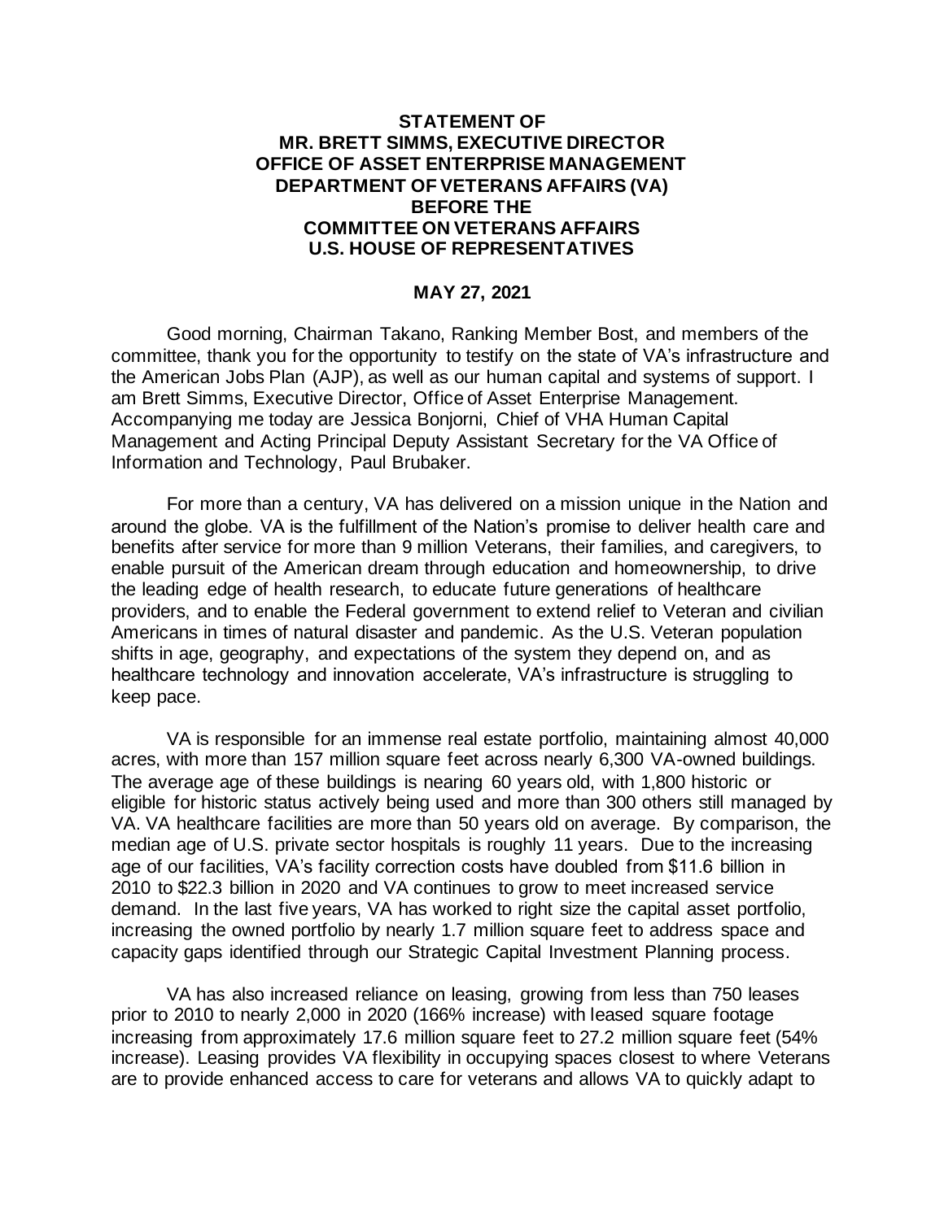**STATEMENT OF**
**MR. BRETT SIMMS, EXECUTIVE DIRECTOR**
**OFFICE OF ASSET ENTERPRISE MANAGEMENT**
**DEPARTMENT OF VETERANS AFFAIRS (VA)**
**BEFORE THE**
**COMMITTEE ON VETERANS AFFAIRS**
**U.S. HOUSE OF REPRESENTATIVES**

**MAY 27, 2021**

Good morning, Chairman Takano, Ranking Member Bost, and members of the committee, thank you for the opportunity to testify on the state of VA's infrastructure and the American Jobs Plan (AJP), as well as our human capital and systems of support. I am Brett Simms, Executive Director, Office of Asset Enterprise Management. Accompanying me today are Jessica Bonjorni, Chief of VHA Human Capital Management and Acting Principal Deputy Assistant Secretary for the VA Office of Information and Technology, Paul Brubaker.

For more than a century, VA has delivered on a mission unique in the Nation and around the globe. VA is the fulfillment of the Nation's promise to deliver health care and benefits after service for more than 9 million Veterans, their families, and caregivers, to enable pursuit of the American dream through education and homeownership, to drive the leading edge of health research, to educate future generations of healthcare providers, and to enable the Federal government to extend relief to Veteran and civilian Americans in times of natural disaster and pandemic. As the U.S. Veteran population shifts in age, geography, and expectations of the system they depend on, and as healthcare technology and innovation accelerate, VA's infrastructure is struggling to keep pace.

VA is responsible for an immense real estate portfolio, maintaining almost 40,000 acres, with more than 157 million square feet across nearly 6,300 VA-owned buildings. The average age of these buildings is nearing 60 years old, with 1,800 historic or eligible for historic status actively being used and more than 300 others still managed by VA. VA healthcare facilities are more than 50 years old on average. By comparison, the median age of U.S. private sector hospitals is roughly 11 years. Due to the increasing age of our facilities, VA's facility correction costs have doubled from $11.6 billion in 2010 to $22.3 billion in 2020 and VA continues to grow to meet increased service demand. In the last five years, VA has worked to right size the capital asset portfolio, increasing the owned portfolio by nearly 1.7 million square feet to address space and capacity gaps identified through our Strategic Capital Investment Planning process.

VA has also increased reliance on leasing, growing from less than 750 leases prior to 2010 to nearly 2,000 in 2020 (166% increase) with leased square footage increasing from approximately 17.6 million square feet to 27.2 million square feet (54% increase). Leasing provides VA flexibility in occupying spaces closest to where Veterans are to provide enhanced access to care for veterans and allows VA to quickly adapt to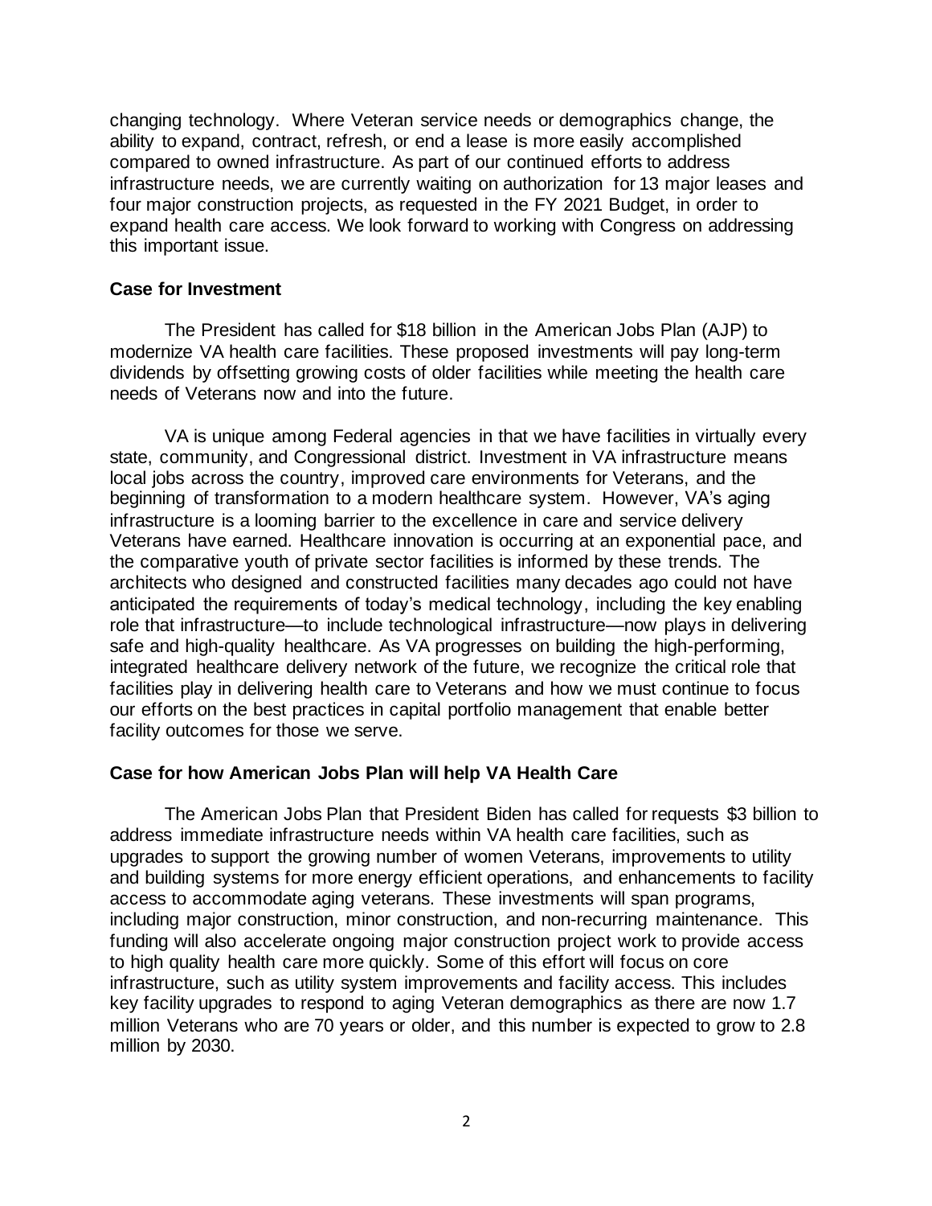changing technology. Where Veteran service needs or demographics change, the ability to expand, contract, refresh, or end a lease is more easily accomplished compared to owned infrastructure. As part of our continued efforts to address infrastructure needs, we are currently waiting on authorization for 13 major leases and four major construction projects, as requested in the FY 2021 Budget, in order to expand health care access. We look forward to working with Congress on addressing this important issue.

**Case for Investment**

The President has called for $18 billion in the American Jobs Plan (AJP) to modernize VA health care facilities. These proposed investments will pay long-term dividends by offsetting growing costs of older facilities while meeting the health care needs of Veterans now and into the future.

VA is unique among Federal agencies in that we have facilities in virtually every state, community, and Congressional district. Investment in VA infrastructure means local jobs across the country, improved care environments for Veterans, and the beginning of transformation to a modern healthcare system. However, VA's aging infrastructure is a looming barrier to the excellence in care and service delivery Veterans have earned. Healthcare innovation is occurring at an exponential pace, and the comparative youth of private sector facilities is informed by these trends. The architects who designed and constructed facilities many decades ago could not have anticipated the requirements of today's medical technology, including the key enabling role that infrastructure—to include technological infrastructure—now plays in delivering safe and high-quality healthcare. As VA progresses on building the high-performing, integrated healthcare delivery network of the future, we recognize the critical role that facilities play in delivering health care to Veterans and how we must continue to focus our efforts on the best practices in capital portfolio management that enable better facility outcomes for those we serve.

**Case for how American Jobs Plan will help VA Health Care**

The American Jobs Plan that President Biden has called for requests $3 billion to address immediate infrastructure needs within VA health care facilities, such as upgrades to support the growing number of women Veterans, improvements to utility and building systems for more energy efficient operations, and enhancements to facility access to accommodate aging veterans. These investments will span programs, including major construction, minor construction, and non-recurring maintenance. This funding will also accelerate ongoing major construction project work to provide access to high quality health care more quickly. Some of this effort will focus on core infrastructure, such as utility system improvements and facility access. This includes key facility upgrades to respond to aging Veteran demographics as there are now 1.7 million Veterans who are 70 years or older, and this number is expected to grow to 2.8 million by 2030.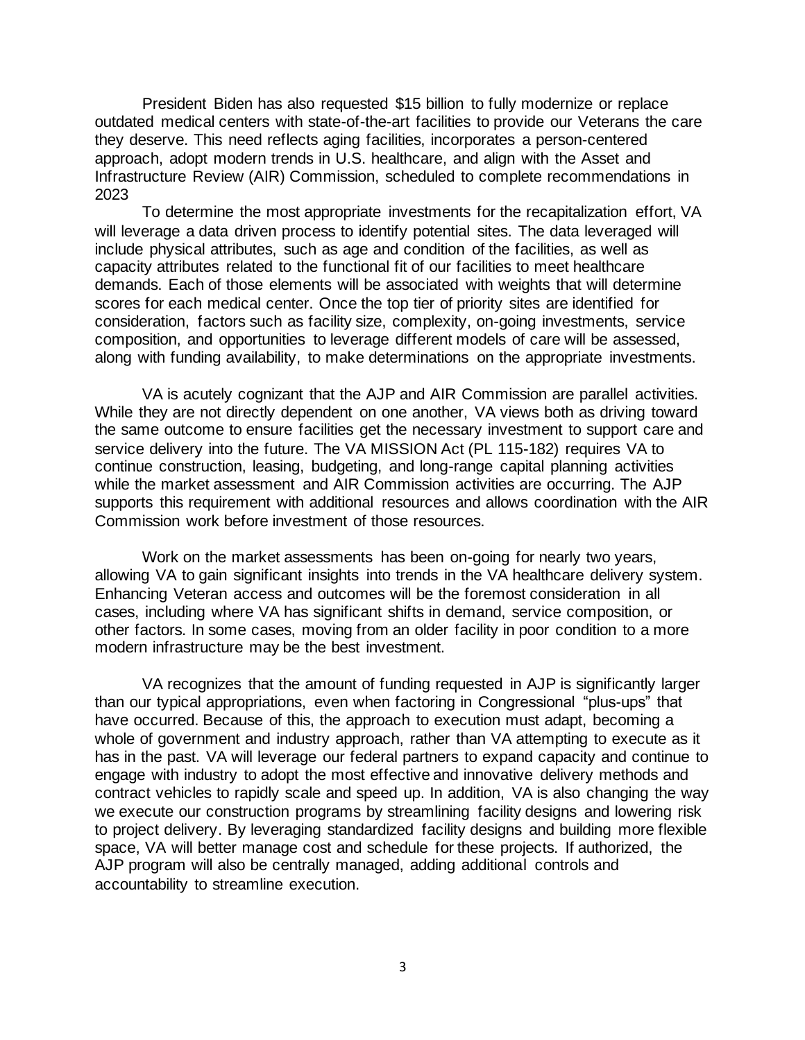President Biden has also requested $15 billion to fully modernize or replace outdated medical centers with state-of-the-art facilities to provide our Veterans the care they deserve. This need reflects aging facilities, incorporates a person-centered approach, adopt modern trends in U.S. healthcare, and align with the Asset and Infrastructure Review (AIR) Commission, scheduled to complete recommendations in 2023

To determine the most appropriate investments for the recapitalization effort, VA will leverage a data driven process to identify potential sites. The data leveraged will include physical attributes, such as age and condition of the facilities, as well as capacity attributes related to the functional fit of our facilities to meet healthcare demands. Each of those elements will be associated with weights that will determine scores for each medical center. Once the top tier of priority sites are identified for consideration, factors such as facility size, complexity, on-going investments, service composition, and opportunities to leverage different models of care will be assessed, along with funding availability, to make determinations on the appropriate investments.

VA is acutely cognizant that the AJP and AIR Commission are parallel activities. While they are not directly dependent on one another, VA views both as driving toward the same outcome to ensure facilities get the necessary investment to support care and service delivery into the future. The VA MISSION Act (PL 115-182) requires VA to continue construction, leasing, budgeting, and long-range capital planning activities while the market assessment and AIR Commission activities are occurring. The AJP supports this requirement with additional resources and allows coordination with the AIR Commission work before investment of those resources.

Work on the market assessments has been on-going for nearly two years, allowing VA to gain significant insights into trends in the VA healthcare delivery system. Enhancing Veteran access and outcomes will be the foremost consideration in all cases, including where VA has significant shifts in demand, service composition, or other factors. In some cases, moving from an older facility in poor condition to a more modern infrastructure may be the best investment.

VA recognizes that the amount of funding requested in AJP is significantly larger than our typical appropriations, even when factoring in Congressional "plus-ups" that have occurred. Because of this, the approach to execution must adapt, becoming a whole of government and industry approach, rather than VA attempting to execute as it has in the past. VA will leverage our federal partners to expand capacity and continue to engage with industry to adopt the most effective and innovative delivery methods and contract vehicles to rapidly scale and speed up. In addition, VA is also changing the way we execute our construction programs by streamlining facility designs and lowering risk to project delivery. By leveraging standardized facility designs and building more flexible space, VA will better manage cost and schedule for these projects. If authorized, the AJP program will also be centrally managed, adding additional controls and accountability to streamline execution.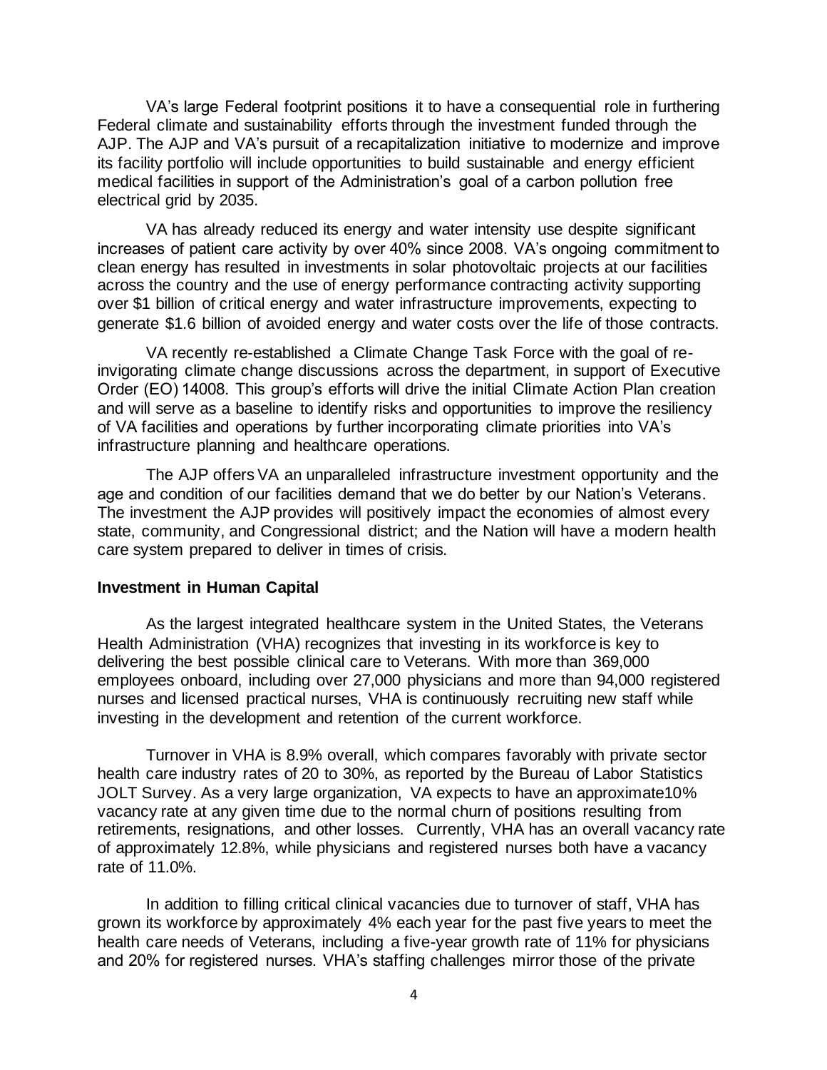VA's large Federal footprint positions it to have a consequential role in furthering Federal climate and sustainability efforts through the investment funded through the AJP. The AJP and VA's pursuit of a recapitalization initiative to modernize and improve its facility portfolio will include opportunities to build sustainable and energy efficient medical facilities in support of the Administration's goal of a carbon pollution free electrical grid by 2035.

VA has already reduced its energy and water intensity use despite significant increases of patient care activity by over 40% since 2008. VA's ongoing commitment to clean energy has resulted in investments in solar photovoltaic projects at our facilities across the country and the use of energy performance contracting activity supporting over $1 billion of critical energy and water infrastructure improvements, expecting to generate $1.6 billion of avoided energy and water costs over the life of those contracts.

VA recently re-established a Climate Change Task Force with the goal of re-invigorating climate change discussions across the department, in support of Executive Order (EO) 14008. This group's efforts will drive the initial Climate Action Plan creation and will serve as a baseline to identify risks and opportunities to improve the resiliency of VA facilities and operations by further incorporating climate priorities into VA's infrastructure planning and healthcare operations.

The AJP offers VA an unparalleled infrastructure investment opportunity and the age and condition of our facilities demand that we do better by our Nation's Veterans. The investment the AJP provides will positively impact the economies of almost every state, community, and Congressional district; and the Nation will have a modern health care system prepared to deliver in times of crisis.

**Investment in Human Capital**

As the largest integrated healthcare system in the United States, the Veterans Health Administration (VHA) recognizes that investing in its workforce is key to delivering the best possible clinical care to Veterans. With more than 369,000 employees onboard, including over 27,000 physicians and more than 94,000 registered nurses and licensed practical nurses, VHA is continuously recruiting new staff while investing in the development and retention of the current workforce.

Turnover in VHA is 8.9% overall, which compares favorably with private sector health care industry rates of 20 to 30%, as reported by the Bureau of Labor Statistics JOLT Survey. As a very large organization, VA expects to have an approximate10% vacancy rate at any given time due to the normal churn of positions resulting from retirements, resignations, and other losses. Currently, VHA has an overall vacancy rate of approximately 12.8%, while physicians and registered nurses both have a vacancy rate of 11.0%.

In addition to filling critical clinical vacancies due to turnover of staff, VHA has grown its workforce by approximately 4% each year for the past five years to meet the health care needs of Veterans, including a five-year growth rate of 11% for physicians and 20% for registered nurses. VHA's staffing challenges mirror those of the private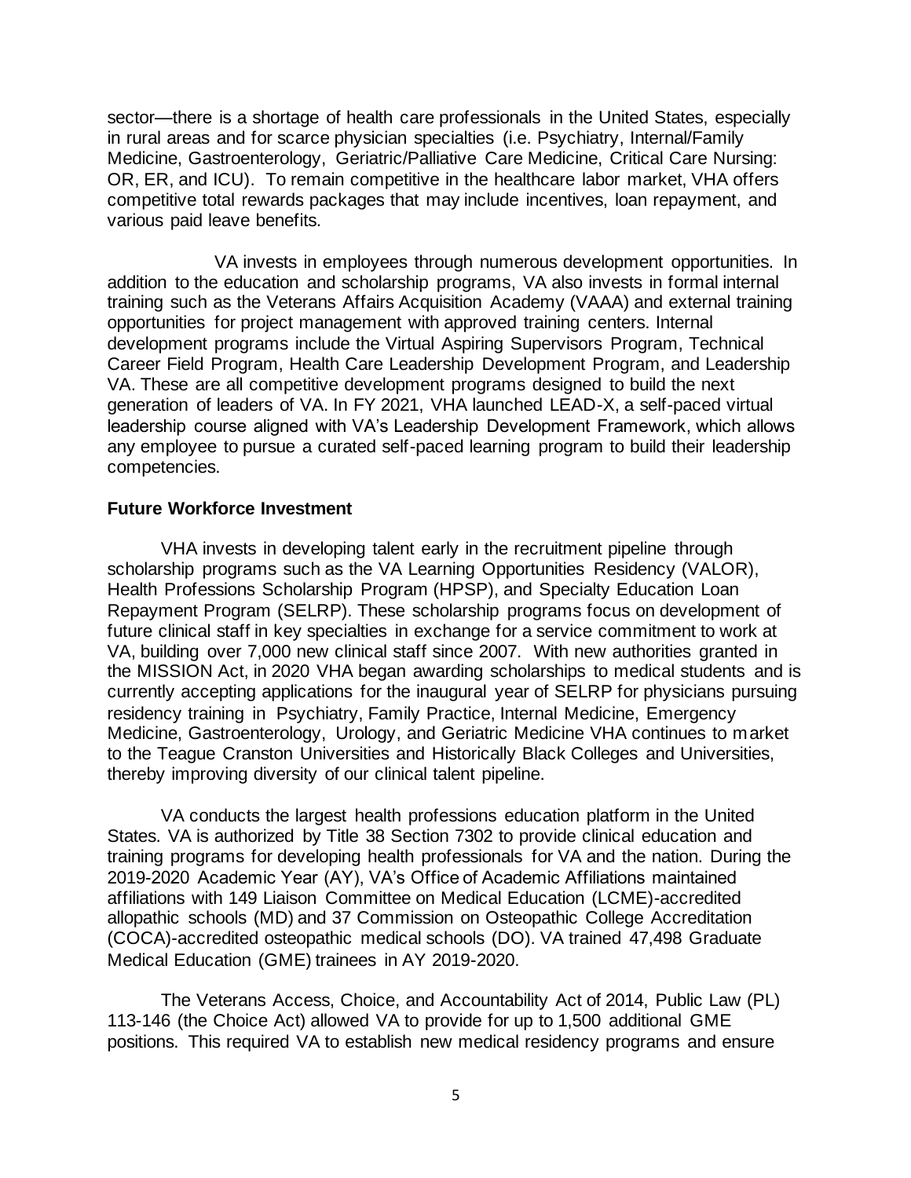sector—there is a shortage of health care professionals in the United States, especially in rural areas and for scarce physician specialties (i.e. Psychiatry, Internal/Family Medicine, Gastroenterology, Geriatric/Palliative Care Medicine, Critical Care Nursing: OR, ER, and ICU). To remain competitive in the healthcare labor market, VHA offers competitive total rewards packages that may include incentives, loan repayment, and various paid leave benefits.

VA invests in employees through numerous development opportunities. In addition to the education and scholarship programs, VA also invests in formal internal training such as the Veterans Affairs Acquisition Academy (VAAA) and external training opportunities for project management with approved training centers. Internal development programs include the Virtual Aspiring Supervisors Program, Technical Career Field Program, Health Care Leadership Development Program, and Leadership VA. These are all competitive development programs designed to build the next generation of leaders of VA. In FY 2021, VHA launched LEAD-X, a self-paced virtual leadership course aligned with VA's Leadership Development Framework, which allows any employee to pursue a curated self-paced learning program to build their leadership competencies.

**Future Workforce Investment**

VHA invests in developing talent early in the recruitment pipeline through scholarship programs such as the VA Learning Opportunities Residency (VALOR), Health Professions Scholarship Program (HPSP), and Specialty Education Loan Repayment Program (SELRP). These scholarship programs focus on development of future clinical staff in key specialties in exchange for a service commitment to work at VA, building over 7,000 new clinical staff since 2007. With new authorities granted in the MISSION Act, in 2020 VHA began awarding scholarships to medical students and is currently accepting applications for the inaugural year of SELRP for physicians pursuing residency training in Psychiatry, Family Practice, Internal Medicine, Emergency Medicine, Gastroenterology, Urology, and Geriatric Medicine VHA continues to market to the Teague Cranston Universities and Historically Black Colleges and Universities, thereby improving diversity of our clinical talent pipeline.

VA conducts the largest health professions education platform in the United States. VA is authorized by Title 38 Section 7302 to provide clinical education and training programs for developing health professionals for VA and the nation. During the 2019-2020 Academic Year (AY), VA's Office of Academic Affiliations maintained affiliations with 149 Liaison Committee on Medical Education (LCME)-accredited allopathic schools (MD) and 37 Commission on Osteopathic College Accreditation (COCA)-accredited osteopathic medical schools (DO). VA trained 47,498 Graduate Medical Education (GME) trainees in AY 2019-2020.

The Veterans Access, Choice, and Accountability Act of 2014, Public Law (PL) 113-146 (the Choice Act) allowed VA to provide for up to 1,500 additional GME positions. This required VA to establish new medical residency programs and ensure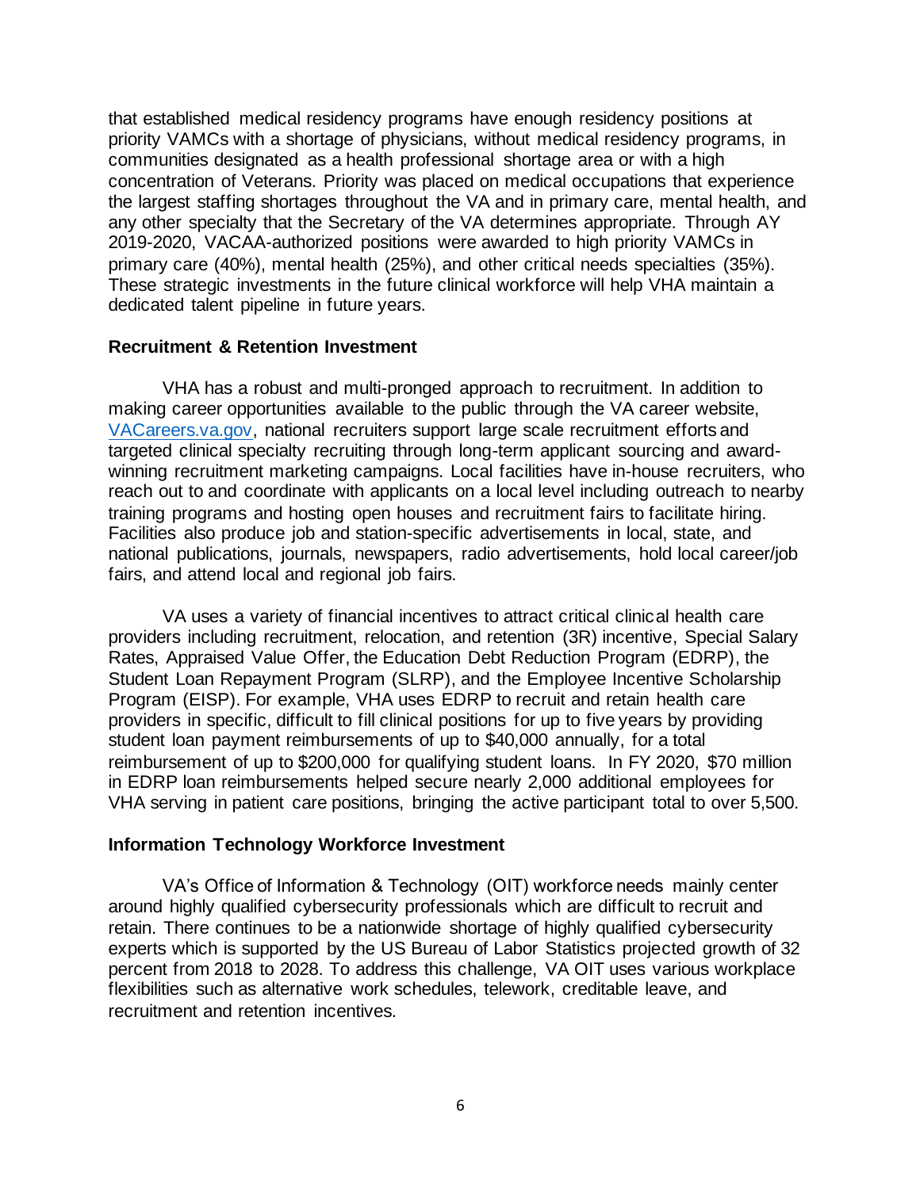that established medical residency programs have enough residency positions at priority VAMCs with a shortage of physicians, without medical residency programs, in communities designated as a health professional shortage area or with a high concentration of Veterans. Priority was placed on medical occupations that experience the largest staffing shortages throughout the VA and in primary care, mental health, and any other specialty that the Secretary of the VA determines appropriate. Through AY 2019-2020, VACAA-authorized positions were awarded to high priority VAMCs in primary care (40%), mental health (25%), and other critical needs specialties (35%). These strategic investments in the future clinical workforce will help VHA maintain a dedicated talent pipeline in future years.

**Recruitment & Retention Investment**

VHA has a robust and multi-pronged approach to recruitment. In addition to making career opportunities available to the public through the VA career website, [VACareers.va.gov](VACareers.va.gov), national recruiters support large scale recruitment efforts and targeted clinical specialty recruiting through long-term applicant sourcing and award-winning recruitment marketing campaigns. Local facilities have in-house recruiters, who reach out to and coordinate with applicants on a local level including outreach to nearby training programs and hosting open houses and recruitment fairs to facilitate hiring. Facilities also produce job and station-specific advertisements in local, state, and national publications, journals, newspapers, radio advertisements, hold local career/job fairs, and attend local and regional job fairs.

VA uses a variety of financial incentives to attract critical clinical health care providers including recruitment, relocation, and retention (3R) incentive, Special Salary Rates, Appraised Value Offer, the Education Debt Reduction Program (EDRP), the Student Loan Repayment Program (SLRP), and the Employee Incentive Scholarship Program (EISP). For example, VHA uses EDRP to recruit and retain health care providers in specific, difficult to fill clinical positions for up to five years by providing student loan payment reimbursements of up to $40,000 annually, for a total reimbursement of up to $200,000 for qualifying student loans. In FY 2020, $70 million in EDRP loan reimbursements helped secure nearly 2,000 additional employees for VHA serving in patient care positions, bringing the active participant total to over 5,500.

**Information Technology Workforce Investment**

VA's Office of Information & Technology (OIT) workforce needs mainly center around highly qualified cybersecurity professionals which are difficult to recruit and retain. There continues to be a nationwide shortage of highly qualified cybersecurity experts which is supported by the US Bureau of Labor Statistics projected growth of 32 percent from 2018 to 2028. To address this challenge, VA OIT uses various workplace flexibilities such as alternative work schedules, telework, creditable leave, and recruitment and retention incentives.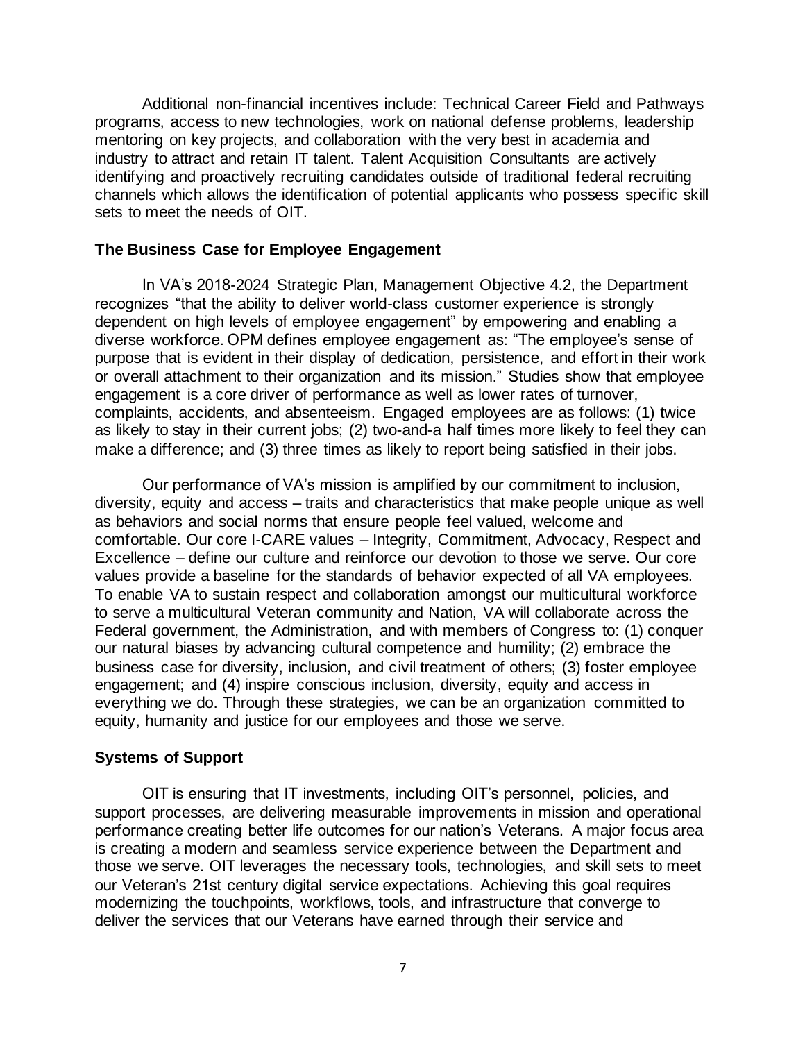Additional non-financial incentives include: Technical Career Field and Pathways programs, access to new technologies, work on national defense problems, leadership mentoring on key projects, and collaboration with the very best in academia and industry to attract and retain IT talent. Talent Acquisition Consultants are actively identifying and proactively recruiting candidates outside of traditional federal recruiting channels which allows the identification of potential applicants who possess specific skill sets to meet the needs of OIT.

**The Business Case for Employee Engagement**

In VA's 2018-2024 Strategic Plan, Management Objective 4.2, the Department recognizes "that the ability to deliver world-class customer experience is strongly dependent on high levels of employee engagement" by empowering and enabling a diverse workforce. OPM defines employee engagement as: "The employee's sense of purpose that is evident in their display of dedication, persistence, and effort in their work or overall attachment to their organization and its mission." Studies show that employee engagement is a core driver of performance as well as lower rates of turnover, complaints, accidents, and absenteeism. Engaged employees are as follows: (1) twice as likely to stay in their current jobs; (2) two-and-a half times more likely to feel they can make a difference; and (3) three times as likely to report being satisfied in their jobs.

Our performance of VA's mission is amplified by our commitment to inclusion, diversity, equity and access – traits and characteristics that make people unique as well as behaviors and social norms that ensure people feel valued, welcome and comfortable. Our core I-CARE values – Integrity, Commitment, Advocacy, Respect and Excellence – define our culture and reinforce our devotion to those we serve. Our core values provide a baseline for the standards of behavior expected of all VA employees. To enable VA to sustain respect and collaboration amongst our multicultural workforce to serve a multicultural Veteran community and Nation, VA will collaborate across the Federal government, the Administration, and with members of Congress to: (1) conquer our natural biases by advancing cultural competence and humility; (2) embrace the business case for diversity, inclusion, and civil treatment of others; (3) foster employee engagement; and (4) inspire conscious inclusion, diversity, equity and access in everything we do. Through these strategies, we can be an organization committed to equity, humanity and justice for our employees and those we serve.

**Systems of Support**

OIT is ensuring that IT investments, including OIT's personnel, policies, and support processes, are delivering measurable improvements in mission and operational performance creating better life outcomes for our nation's Veterans. A major focus area is creating a modern and seamless service experience between the Department and those we serve. OIT leverages the necessary tools, technologies, and skill sets to meet our Veteran's 21st century digital service expectations. Achieving this goal requires modernizing the touchpoints, workflows, tools, and infrastructure that converge to deliver the services that our Veterans have earned through their service and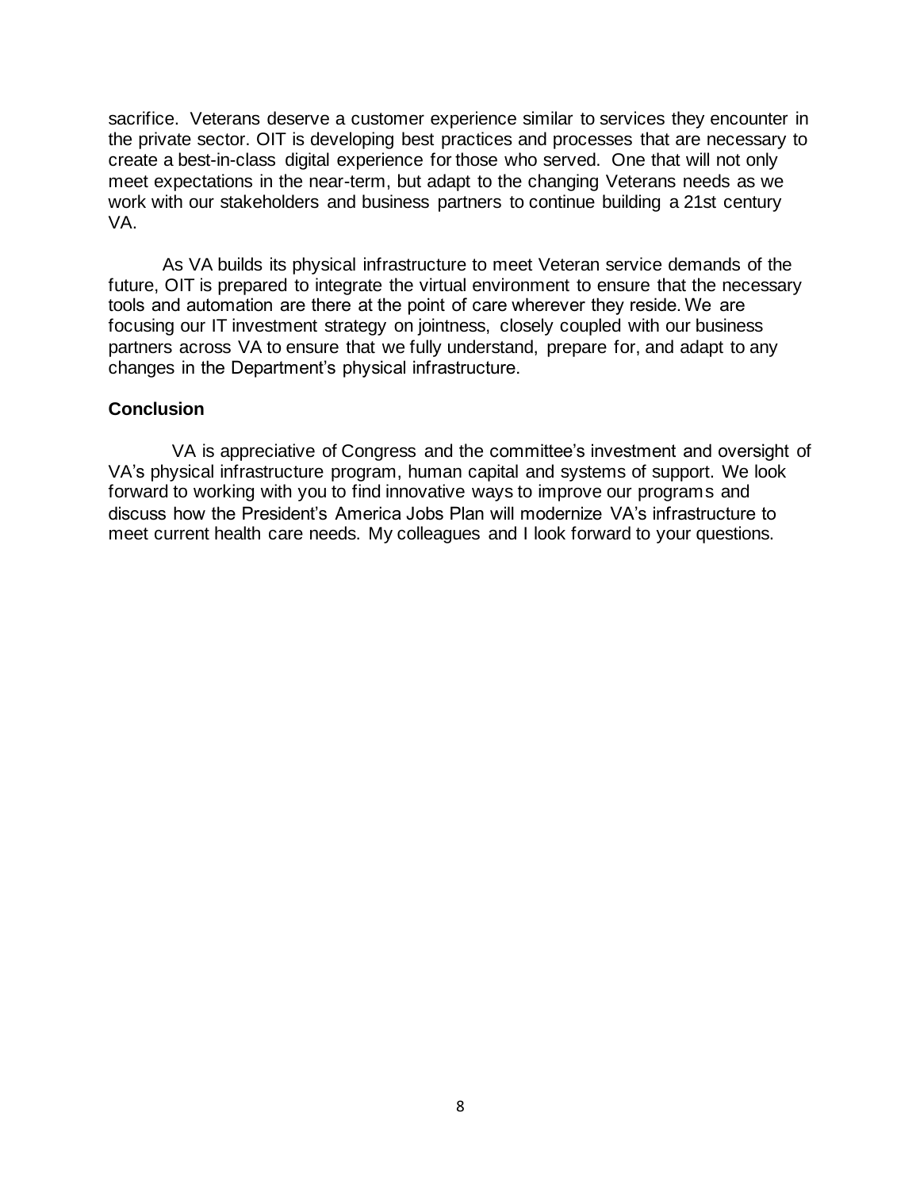sacrifice. Veterans deserve a customer experience similar to services they encounter in the private sector. OIT is developing best practices and processes that are necessary to create a best-in-class digital experience for those who served. One that will not only meet expectations in the near-term, but adapt to the changing Veterans needs as we work with our stakeholders and business partners to continue building a 21st century VA.

As VA builds its physical infrastructure to meet Veteran service demands of the future, OIT is prepared to integrate the virtual environment to ensure that the necessary tools and automation are there at the point of care wherever they reside. We are focusing our IT investment strategy on jointness, closely coupled with our business partners across VA to ensure that we fully understand, prepare for, and adapt to any changes in the Department's physical infrastructure.

**Conclusion**

VA is appreciative of Congress and the committee's investment and oversight of VA's physical infrastructure program, human capital and systems of support. We look forward to working with you to find innovative ways to improve our programs and discuss how the President's America Jobs Plan will modernize VA's infrastructure to meet current health care needs. My colleagues and I look forward to your questions.